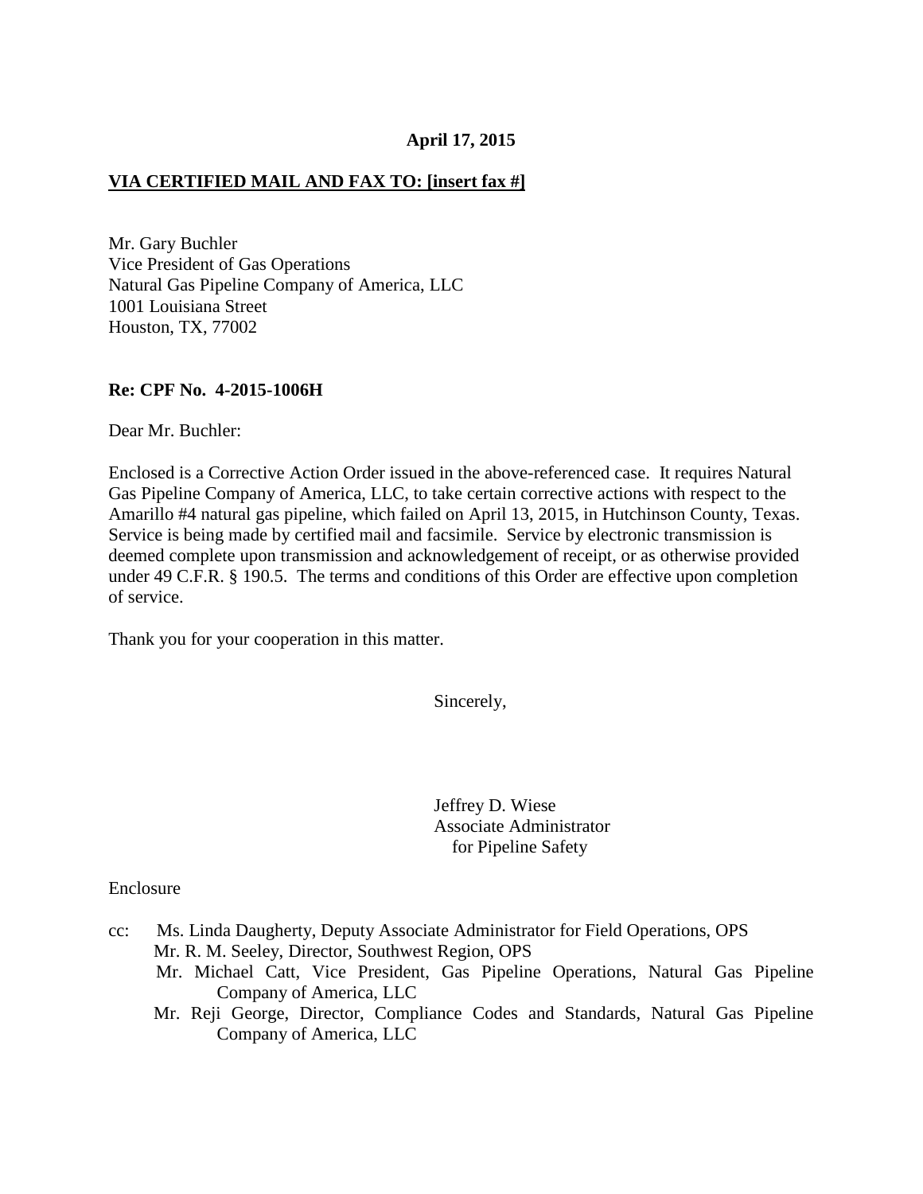**April 17, 2015**

**VIA CERTIFIED MAIL AND FAX TO: [insert fax #]**

Mr. Gary Buchler
Vice President of Gas Operations
Natural Gas Pipeline Company of America, LLC
1001 Louisiana Street
Houston, TX, 77002

**Re: CPF No. 4-2015-1006H**

Dear Mr. Buchler:

Enclosed is a Corrective Action Order issued in the above-referenced case. It requires Natural Gas Pipeline Company of America, LLC, to take certain corrective actions with respect to the Amarillo #4 natural gas pipeline, which failed on April 13, 2015, in Hutchinson County, Texas. Service is being made by certified mail and facsimile. Service by electronic transmission is deemed complete upon transmission and acknowledgement of receipt, or as otherwise provided under 49 C.F.R. § 190.5. The terms and conditions of this Order are effective upon completion of service.

Thank you for your cooperation in this matter.

Sincerely,

Jeffrey D. Wiese
Associate Administrator
for Pipeline Safety

Enclosure

cc: Ms. Linda Daugherty, Deputy Associate Administrator for Field Operations, OPS
Mr. R. M. Seeley, Director, Southwest Region, OPS
Mr. Michael Catt, Vice President, Gas Pipeline Operations, Natural Gas Pipeline Company of America, LLC
Mr. Reji George, Director, Compliance Codes and Standards, Natural Gas Pipeline Company of America, LLC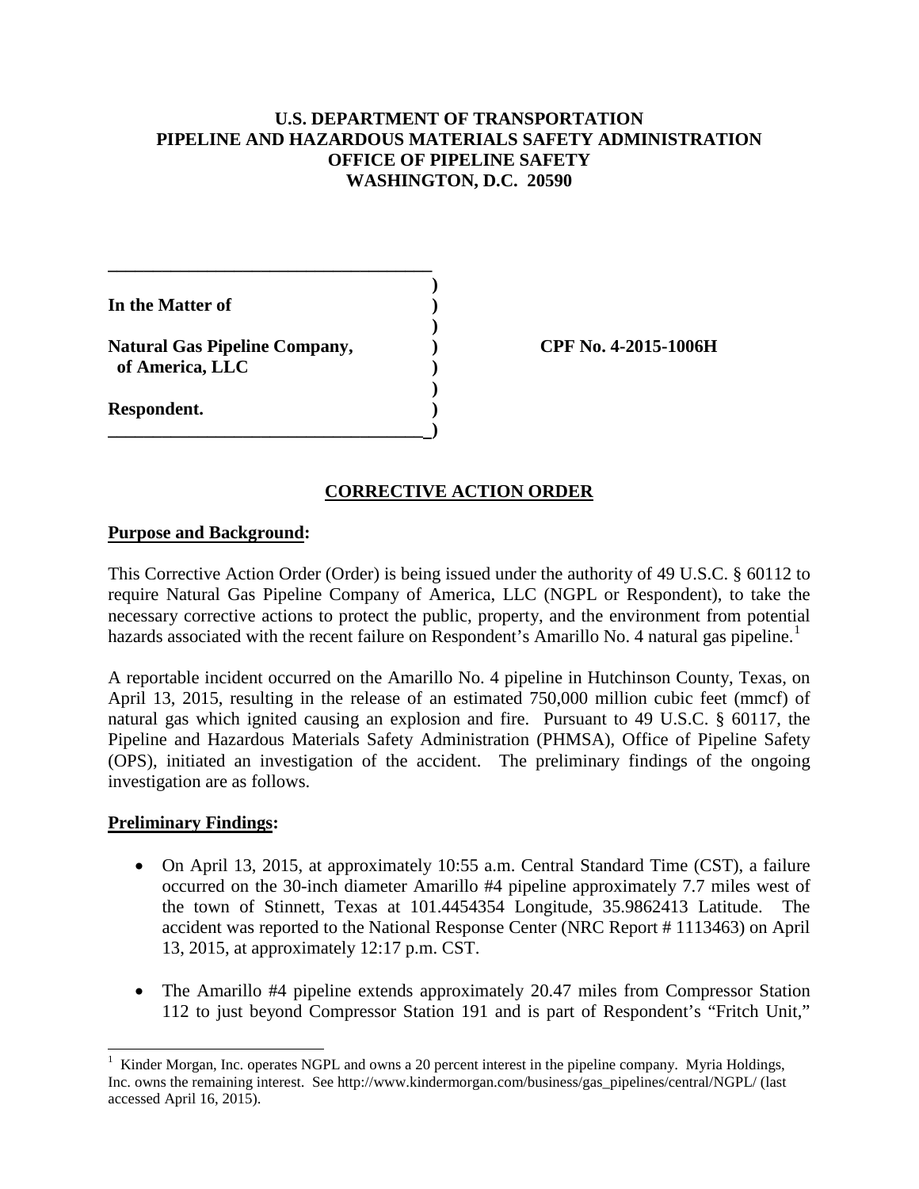**U.S. DEPARTMENT OF TRANSPORTATION**
**PIPELINE AND HAZARDOUS MATERIALS SAFETY ADMINISTRATION**
**OFFICE OF PIPELINE SAFETY**
**WASHINGTON, D.C. 20590**

**In the Matter of**

**Natural Gas Pipeline Company, of America, LLC** — **CPF No. 4-2015-1006H**

**Respondent.**

## CORRECTIVE ACTION ORDER

### Purpose and Background:

This Corrective Action Order (Order) is being issued under the authority of 49 U.S.C. § 60112 to require Natural Gas Pipeline Company of America, LLC (NGPL or Respondent), to take the necessary corrective actions to protect the public, property, and the environment from potential hazards associated with the recent failure on Respondent's Amarillo No. 4 natural gas pipeline.[1]

A reportable incident occurred on the Amarillo No. 4 pipeline in Hutchinson County, Texas, on April 13, 2015, resulting in the release of an estimated 750,000 million cubic feet (mmcf) of natural gas which ignited causing an explosion and fire. Pursuant to 49 U.S.C. § 60117, the Pipeline and Hazardous Materials Safety Administration (PHMSA), Office of Pipeline Safety (OPS), initiated an investigation of the accident. The preliminary findings of the ongoing investigation are as follows.

### Preliminary Findings:

- On April 13, 2015, at approximately 10:55 a.m. Central Standard Time (CST), a failure occurred on the 30-inch diameter Amarillo #4 pipeline approximately 7.7 miles west of the town of Stinnett, Texas at 101.4454354 Longitude, 35.9862413 Latitude. The accident was reported to the National Response Center (NRC Report # 1113463) on April 13, 2015, at approximately 12:17 p.m. CST.

- The Amarillo #4 pipeline extends approximately 20.47 miles from Compressor Station 112 to just beyond Compressor Station 191 and is part of Respondent's "Fritch Unit,"

---

[1] Kinder Morgan, Inc. operates NGPL and owns a 20 percent interest in the pipeline company. Myria Holdings, Inc. owns the remaining interest. See http://www.kindermorgan.com/business/gas_pipelines/central/NGPL/ (last accessed April 16, 2015).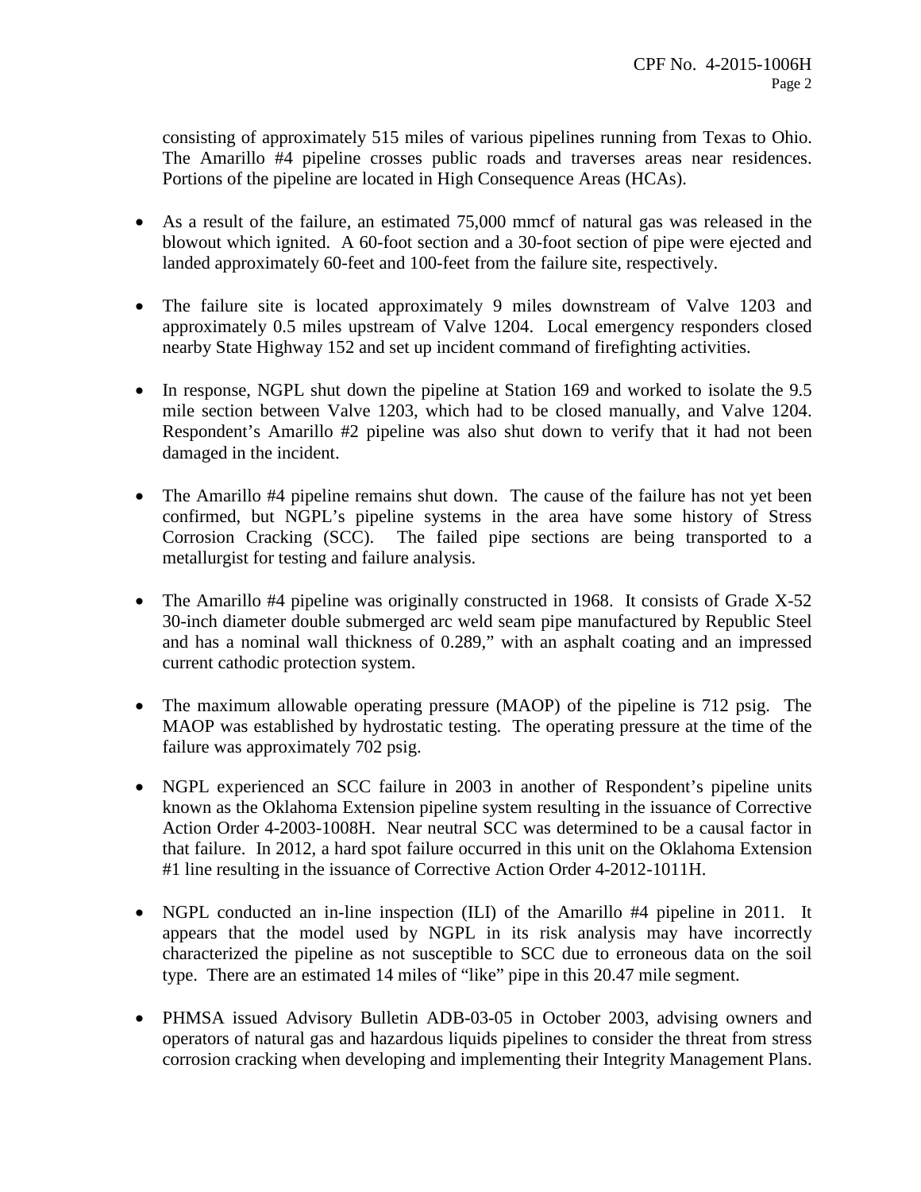consisting of approximately 515 miles of various pipelines running from Texas to Ohio. The Amarillo #4 pipeline crosses public roads and traverses areas near residences. Portions of the pipeline are located in High Consequence Areas (HCAs).

- As a result of the failure, an estimated 75,000 mmcf of natural gas was released in the blowout which ignited. A 60-foot section and a 30-foot section of pipe were ejected and landed approximately 60-feet and 100-feet from the failure site, respectively.

- The failure site is located approximately 9 miles downstream of Valve 1203 and approximately 0.5 miles upstream of Valve 1204. Local emergency responders closed nearby State Highway 152 and set up incident command of firefighting activities.

- In response, NGPL shut down the pipeline at Station 169 and worked to isolate the 9.5 mile section between Valve 1203, which had to be closed manually, and Valve 1204. Respondent's Amarillo #2 pipeline was also shut down to verify that it had not been damaged in the incident.

- The Amarillo #4 pipeline remains shut down. The cause of the failure has not yet been confirmed, but NGPL's pipeline systems in the area have some history of Stress Corrosion Cracking (SCC). The failed pipe sections are being transported to a metallurgist for testing and failure analysis.

- The Amarillo #4 pipeline was originally constructed in 1968. It consists of Grade X-52 30-inch diameter double submerged arc weld seam pipe manufactured by Republic Steel and has a nominal wall thickness of 0.289," with an asphalt coating and an impressed current cathodic protection system.

- The maximum allowable operating pressure (MAOP) of the pipeline is 712 psig. The MAOP was established by hydrostatic testing. The operating pressure at the time of the failure was approximately 702 psig.

- NGPL experienced an SCC failure in 2003 in another of Respondent's pipeline units known as the Oklahoma Extension pipeline system resulting in the issuance of Corrective Action Order 4-2003-1008H. Near neutral SCC was determined to be a causal factor in that failure. In 2012, a hard spot failure occurred in this unit on the Oklahoma Extension #1 line resulting in the issuance of Corrective Action Order 4-2012-1011H.

- NGPL conducted an in-line inspection (ILI) of the Amarillo #4 pipeline in 2011. It appears that the model used by NGPL in its risk analysis may have incorrectly characterized the pipeline as not susceptible to SCC due to erroneous data on the soil type. There are an estimated 14 miles of "like" pipe in this 20.47 mile segment.

- PHMSA issued Advisory Bulletin ADB-03-05 in October 2003, advising owners and operators of natural gas and hazardous liquids pipelines to consider the threat from stress corrosion cracking when developing and implementing their Integrity Management Plans.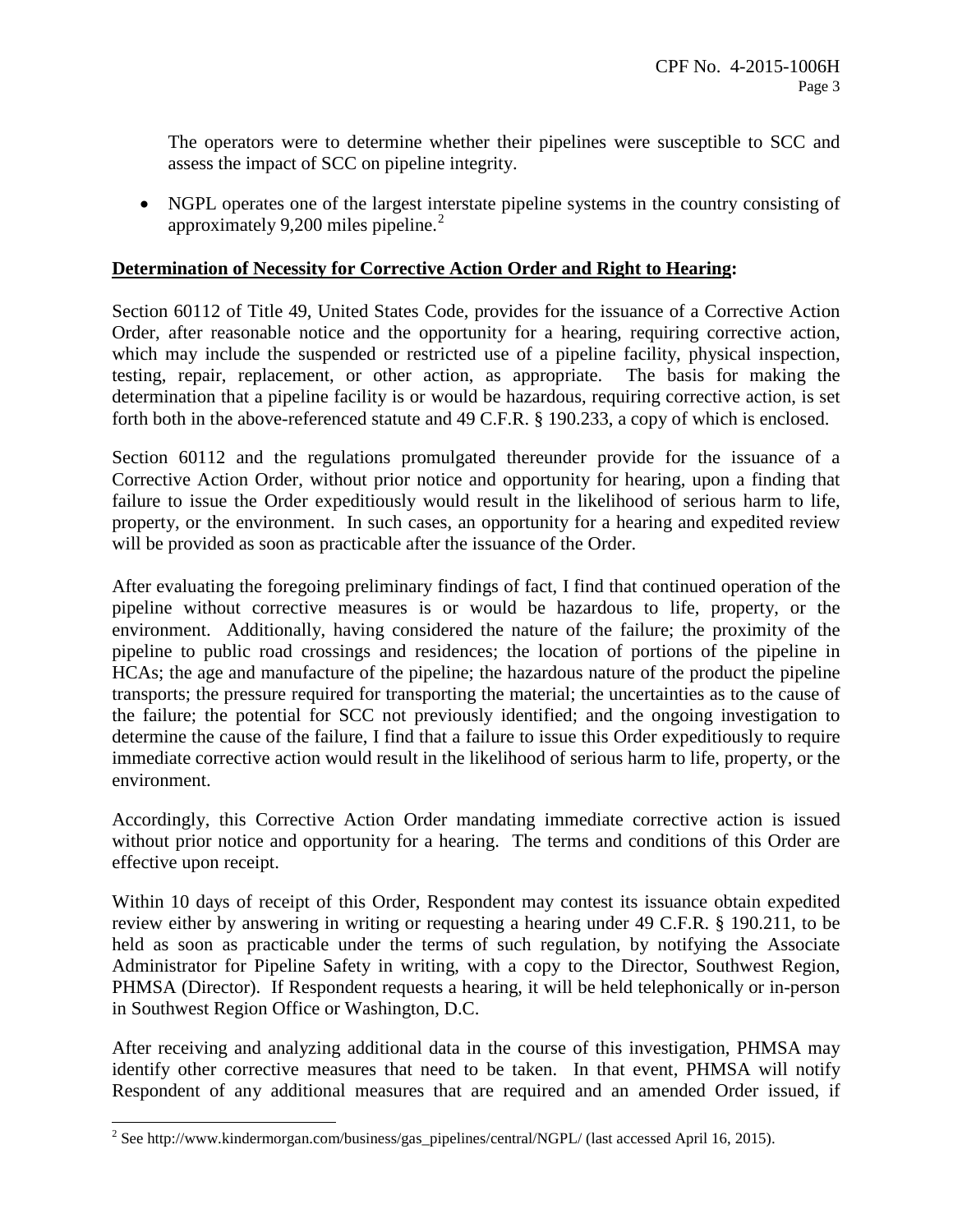The operators were to determine whether their pipelines were susceptible to SCC and assess the impact of SCC on pipeline integrity.

- NGPL operates one of the largest interstate pipeline systems in the country consisting of approximately 9,200 miles pipeline.[2]

**Determination of Necessity for Corrective Action Order and Right to Hearing:**

Section 60112 of Title 49, United States Code, provides for the issuance of a Corrective Action Order, after reasonable notice and the opportunity for a hearing, requiring corrective action, which may include the suspended or restricted use of a pipeline facility, physical inspection, testing, repair, replacement, or other action, as appropriate. The basis for making the determination that a pipeline facility is or would be hazardous, requiring corrective action, is set forth both in the above-referenced statute and 49 C.F.R. § 190.233, a copy of which is enclosed.

Section 60112 and the regulations promulgated thereunder provide for the issuance of a Corrective Action Order, without prior notice and opportunity for hearing, upon a finding that failure to issue the Order expeditiously would result in the likelihood of serious harm to life, property, or the environment. In such cases, an opportunity for a hearing and expedited review will be provided as soon as practicable after the issuance of the Order.

After evaluating the foregoing preliminary findings of fact, I find that continued operation of the pipeline without corrective measures is or would be hazardous to life, property, or the environment. Additionally, having considered the nature of the failure; the proximity of the pipeline to public road crossings and residences; the location of portions of the pipeline in HCAs; the age and manufacture of the pipeline; the hazardous nature of the product the pipeline transports; the pressure required for transporting the material; the uncertainties as to the cause of the failure; the potential for SCC not previously identified; and the ongoing investigation to determine the cause of the failure, I find that a failure to issue this Order expeditiously to require immediate corrective action would result in the likelihood of serious harm to life, property, or the environment.

Accordingly, this Corrective Action Order mandating immediate corrective action is issued without prior notice and opportunity for a hearing. The terms and conditions of this Order are effective upon receipt.

Within 10 days of receipt of this Order, Respondent may contest its issuance obtain expedited review either by answering in writing or requesting a hearing under 49 C.F.R. § 190.211, to be held as soon as practicable under the terms of such regulation, by notifying the Associate Administrator for Pipeline Safety in writing, with a copy to the Director, Southwest Region, PHMSA (Director). If Respondent requests a hearing, it will be held telephonically or in-person in Southwest Region Office or Washington, D.C.

After receiving and analyzing additional data in the course of this investigation, PHMSA may identify other corrective measures that need to be taken. In that event, PHMSA will notify Respondent of any additional measures that are required and an amended Order issued, if

[2] See http://www.kindermorgan.com/business/gas_pipelines/central/NGPL/ (last accessed April 16, 2015).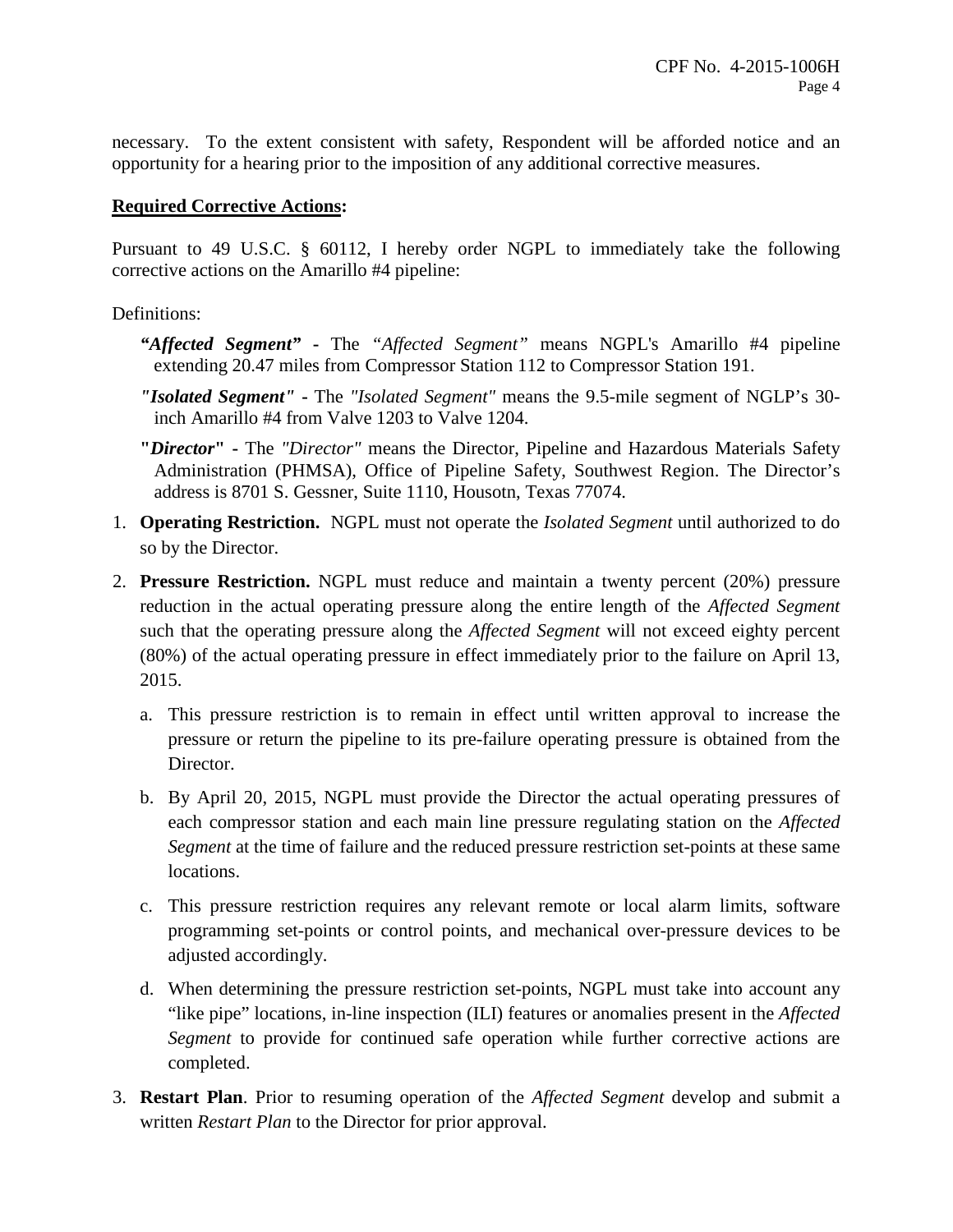necessary. To the extent consistent with safety, Respondent will be afforded notice and an opportunity for a hearing prior to the imposition of any additional corrective measures.

**Required Corrective Actions:**

Pursuant to 49 U.S.C. § 60112, I hereby order NGPL to immediately take the following corrective actions on the Amarillo #4 pipeline:

Definitions:

***"Affected Segment"*** **-** The *"Affected Segment"* means NGPL's Amarillo #4 pipeline extending 20.47 miles from Compressor Station 112 to Compressor Station 191.

***"Isolated Segment"*** **-** The *"Isolated Segment"* means the 9.5-mile segment of NGLP's 30-inch Amarillo #4 from Valve 1203 to Valve 1204.

**"*Director*" -** The *"Director"* means the Director, Pipeline and Hazardous Materials Safety Administration (PHMSA), Office of Pipeline Safety, Southwest Region. The Director's address is 8701 S. Gessner, Suite 1110, Housotn, Texas 77074.

1. **Operating Restriction.** NGPL must not operate the *Isolated Segment* until authorized to do so by the Director.
2. **Pressure Restriction.** NGPL must reduce and maintain a twenty percent (20%) pressure reduction in the actual operating pressure along the entire length of the *Affected Segment* such that the operating pressure along the *Affected Segment* will not exceed eighty percent (80%) of the actual operating pressure in effect immediately prior to the failure on April 13, 2015.
   a. This pressure restriction is to remain in effect until written approval to increase the pressure or return the pipeline to its pre-failure operating pressure is obtained from the Director.
   b. By April 20, 2015, NGPL must provide the Director the actual operating pressures of each compressor station and each main line pressure regulating station on the *Affected Segment* at the time of failure and the reduced pressure restriction set-points at these same locations.
   c. This pressure restriction requires any relevant remote or local alarm limits, software programming set-points or control points, and mechanical over-pressure devices to be adjusted accordingly.
   d. When determining the pressure restriction set-points, NGPL must take into account any "like pipe" locations, in-line inspection (ILI) features or anomalies present in the *Affected Segment* to provide for continued safe operation while further corrective actions are completed.
3. **Restart Plan**. Prior to resuming operation of the *Affected Segment* develop and submit a written *Restart Plan* to the Director for prior approval.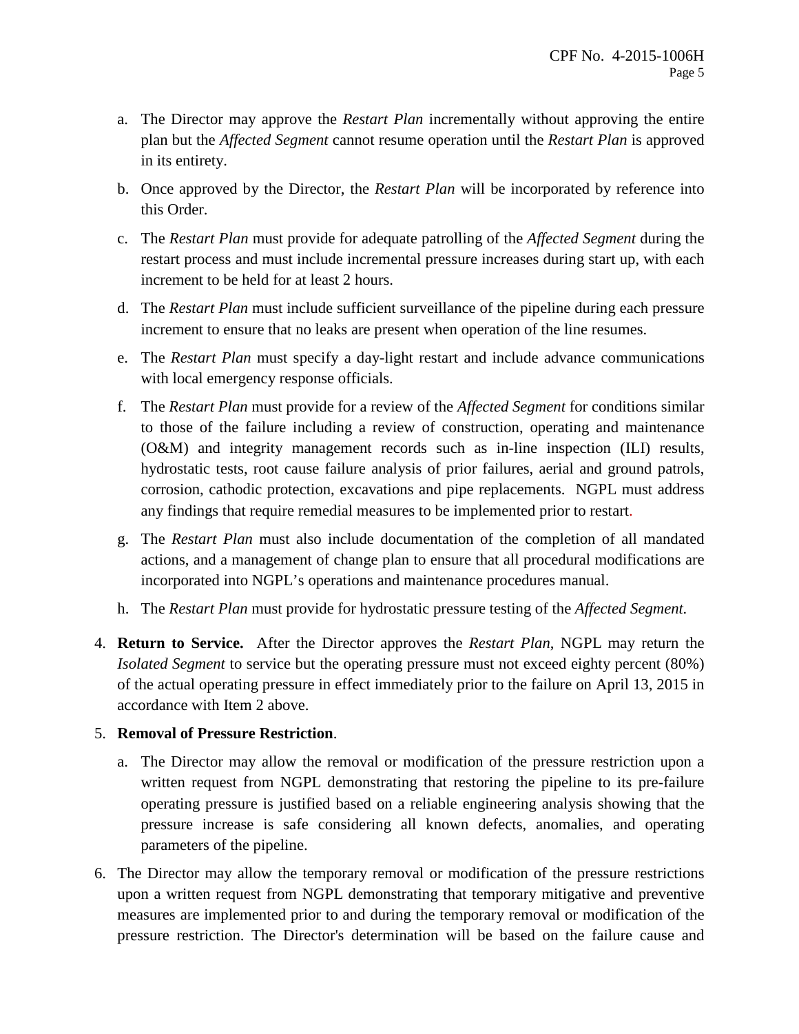a. The Director may approve the *Restart Plan* incrementally without approving the entire plan but the *Affected Segment* cannot resume operation until the *Restart Plan* is approved in its entirety.

b. Once approved by the Director, the *Restart Plan* will be incorporated by reference into this Order.

c. The *Restart Plan* must provide for adequate patrolling of the *Affected Segment* during the restart process and must include incremental pressure increases during start up, with each increment to be held for at least 2 hours.

d. The *Restart Plan* must include sufficient surveillance of the pipeline during each pressure increment to ensure that no leaks are present when operation of the line resumes.

e. The *Restart Plan* must specify a day-light restart and include advance communications with local emergency response officials.

f. The *Restart Plan* must provide for a review of the *Affected Segment* for conditions similar to those of the failure including a review of construction, operating and maintenance (O&M) and integrity management records such as in-line inspection (ILI) results, hydrostatic tests, root cause failure analysis of prior failures, aerial and ground patrols, corrosion, cathodic protection, excavations and pipe replacements. NGPL must address any findings that require remedial measures to be implemented prior to restart.

g. The *Restart Plan* must also include documentation of the completion of all mandated actions, and a management of change plan to ensure that all procedural modifications are incorporated into NGPL's operations and maintenance procedures manual.

h. The *Restart Plan* must provide for hydrostatic pressure testing of the *Affected Segment.*

4. **Return to Service.** After the Director approves the *Restart Plan*, NGPL may return the *Isolated Segment* to service but the operating pressure must not exceed eighty percent (80%) of the actual operating pressure in effect immediately prior to the failure on April 13, 2015 in accordance with Item 2 above.

5. **Removal of Pressure Restriction**.

   a. The Director may allow the removal or modification of the pressure restriction upon a written request from NGPL demonstrating that restoring the pipeline to its pre-failure operating pressure is justified based on a reliable engineering analysis showing that the pressure increase is safe considering all known defects, anomalies, and operating parameters of the pipeline.

6. The Director may allow the temporary removal or modification of the pressure restrictions upon a written request from NGPL demonstrating that temporary mitigative and preventive measures are implemented prior to and during the temporary removal or modification of the pressure restriction. The Director's determination will be based on the failure cause and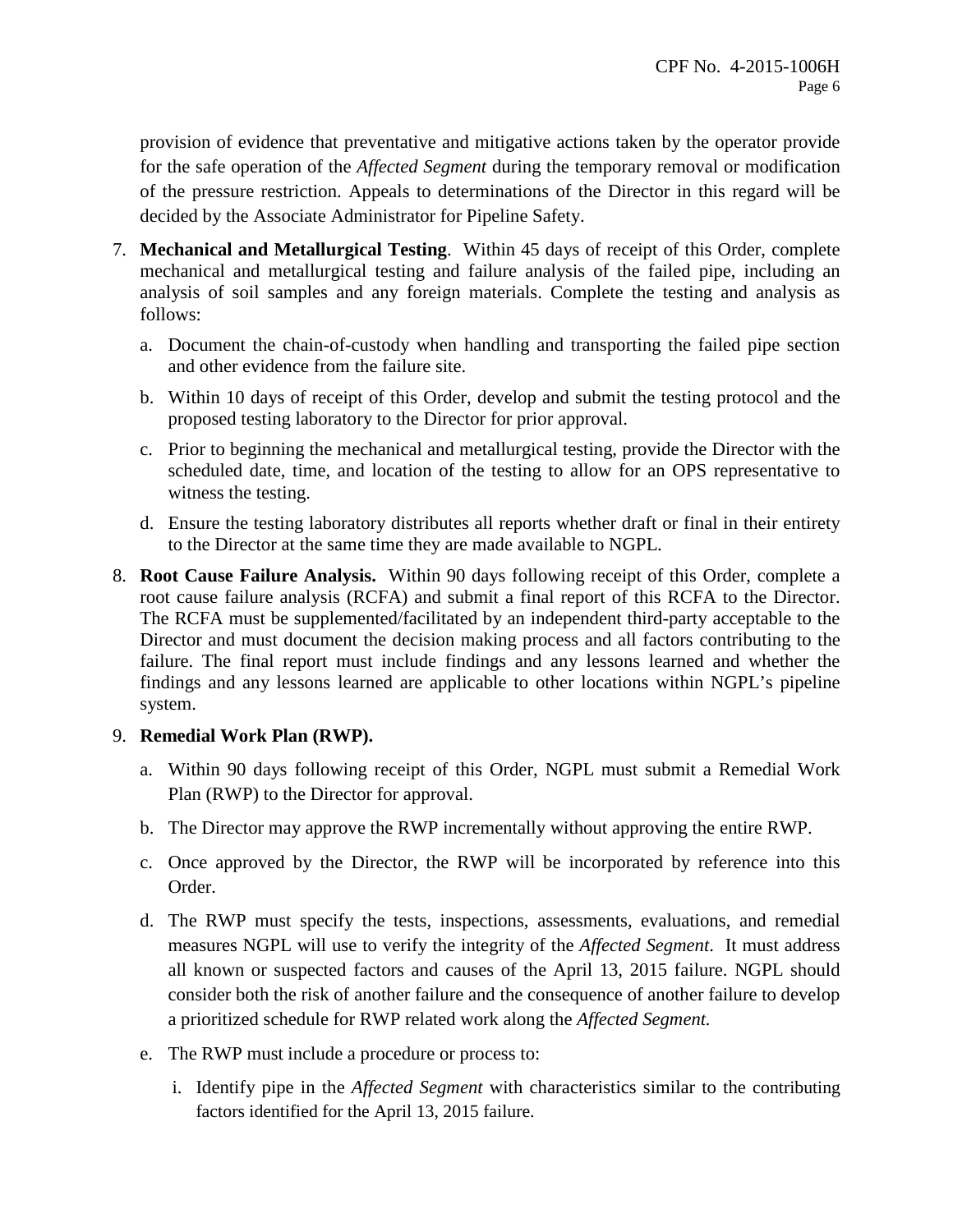provision of evidence that preventative and mitigative actions taken by the operator provide for the safe operation of the *Affected Segment* during the temporary removal or modification of the pressure restriction. Appeals to determinations of the Director in this regard will be decided by the Associate Administrator for Pipeline Safety.

7. **Mechanical and Metallurgical Testing**. Within 45 days of receipt of this Order, complete mechanical and metallurgical testing and failure analysis of the failed pipe, including an analysis of soil samples and any foreign materials. Complete the testing and analysis as follows:

   a. Document the chain-of-custody when handling and transporting the failed pipe section and other evidence from the failure site.

   b. Within 10 days of receipt of this Order, develop and submit the testing protocol and the proposed testing laboratory to the Director for prior approval.

   c. Prior to beginning the mechanical and metallurgical testing, provide the Director with the scheduled date, time, and location of the testing to allow for an OPS representative to witness the testing.

   d. Ensure the testing laboratory distributes all reports whether draft or final in their entirety to the Director at the same time they are made available to NGPL.

8. **Root Cause Failure Analysis.** Within 90 days following receipt of this Order, complete a root cause failure analysis (RCFA) and submit a final report of this RCFA to the Director. The RCFA must be supplemented/facilitated by an independent third-party acceptable to the Director and must document the decision making process and all factors contributing to the failure. The final report must include findings and any lessons learned and whether the findings and any lessons learned are applicable to other locations within NGPL's pipeline system.

9. **Remedial Work Plan (RWP).**

   a. Within 90 days following receipt of this Order, NGPL must submit a Remedial Work Plan (RWP) to the Director for approval.

   b. The Director may approve the RWP incrementally without approving the entire RWP.

   c. Once approved by the Director, the RWP will be incorporated by reference into this Order.

   d. The RWP must specify the tests, inspections, assessments, evaluations, and remedial measures NGPL will use to verify the integrity of the *Affected Segment*. It must address all known or suspected factors and causes of the April 13, 2015 failure. NGPL should consider both the risk of another failure and the consequence of another failure to develop a prioritized schedule for RWP related work along the *Affected Segment.*

   e. The RWP must include a procedure or process to:

      i. Identify pipe in the *Affected Segment* with characteristics similar to the contributing factors identified for the April 13, 2015 failure.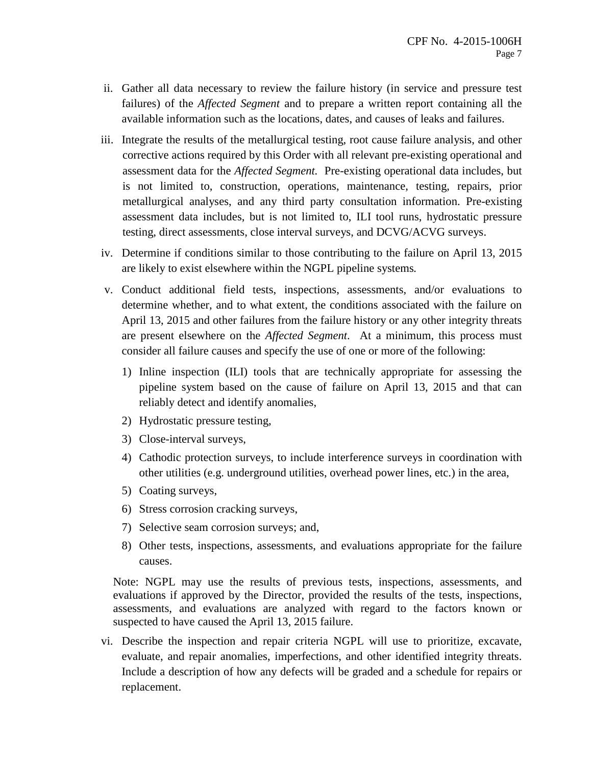ii. Gather all data necessary to review the failure history (in service and pressure test failures) of the *Affected Segment* and to prepare a written report containing all the available information such as the locations, dates, and causes of leaks and failures.

iii. Integrate the results of the metallurgical testing, root cause failure analysis, and other corrective actions required by this Order with all relevant pre-existing operational and assessment data for the *Affected Segment.* Pre-existing operational data includes, but is not limited to, construction, operations, maintenance, testing, repairs, prior metallurgical analyses, and any third party consultation information. Pre-existing assessment data includes, but is not limited to, ILI tool runs, hydrostatic pressure testing, direct assessments, close interval surveys, and DCVG/ACVG surveys.

iv. Determine if conditions similar to those contributing to the failure on April 13, 2015 are likely to exist elsewhere within the NGPL pipeline systems.

v. Conduct additional field tests, inspections, assessments, and/or evaluations to determine whether, and to what extent, the conditions associated with the failure on April 13, 2015 and other failures from the failure history or any other integrity threats are present elsewhere on the *Affected Segment*. At a minimum, this process must consider all failure causes and specify the use of one or more of the following:

   1) Inline inspection (ILI) tools that are technically appropriate for assessing the pipeline system based on the cause of failure on April 13, 2015 and that can reliably detect and identify anomalies,
   2) Hydrostatic pressure testing,
   3) Close-interval surveys,
   4) Cathodic protection surveys, to include interference surveys in coordination with other utilities (e.g. underground utilities, overhead power lines, etc.) in the area,
   5) Coating surveys,
   6) Stress corrosion cracking surveys,
   7) Selective seam corrosion surveys; and,
   8) Other tests, inspections, assessments, and evaluations appropriate for the failure causes.

   Note: NGPL may use the results of previous tests, inspections, assessments, and evaluations if approved by the Director, provided the results of the tests, inspections, assessments, and evaluations are analyzed with regard to the factors known or suspected to have caused the April 13, 2015 failure.

vi. Describe the inspection and repair criteria NGPL will use to prioritize, excavate, evaluate, and repair anomalies, imperfections, and other identified integrity threats. Include a description of how any defects will be graded and a schedule for repairs or replacement.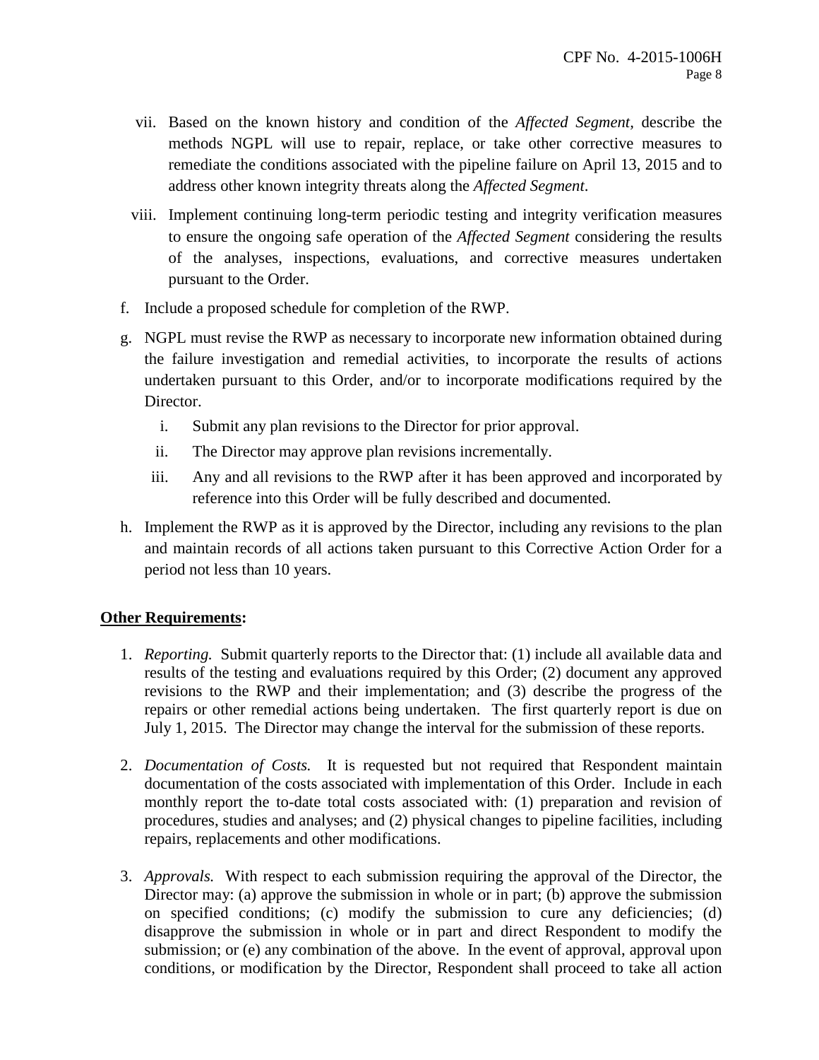vii. Based on the known history and condition of the *Affected Segment*, describe the methods NGPL will use to repair, replace, or take other corrective measures to remediate the conditions associated with the pipeline failure on April 13, 2015 and to address other known integrity threats along the *Affected Segment*.

viii. Implement continuing long-term periodic testing and integrity verification measures to ensure the ongoing safe operation of the *Affected Segment* considering the results of the analyses, inspections, evaluations, and corrective measures undertaken pursuant to the Order.

f. Include a proposed schedule for completion of the RWP.

g. NGPL must revise the RWP as necessary to incorporate new information obtained during the failure investigation and remedial activities, to incorporate the results of actions undertaken pursuant to this Order, and/or to incorporate modifications required by the Director.

   i. Submit any plan revisions to the Director for prior approval.

   ii. The Director may approve plan revisions incrementally.

   iii. Any and all revisions to the RWP after it has been approved and incorporated by reference into this Order will be fully described and documented.

h. Implement the RWP as it is approved by the Director, including any revisions to the plan and maintain records of all actions taken pursuant to this Corrective Action Order for a period not less than 10 years.

**Other Requirements:**

1. *Reporting.* Submit quarterly reports to the Director that: (1) include all available data and results of the testing and evaluations required by this Order; (2) document any approved revisions to the RWP and their implementation; and (3) describe the progress of the repairs or other remedial actions being undertaken. The first quarterly report is due on July 1, 2015. The Director may change the interval for the submission of these reports.

2. *Documentation of Costs.* It is requested but not required that Respondent maintain documentation of the costs associated with implementation of this Order. Include in each monthly report the to-date total costs associated with: (1) preparation and revision of procedures, studies and analyses; and (2) physical changes to pipeline facilities, including repairs, replacements and other modifications.

3. *Approvals.* With respect to each submission requiring the approval of the Director, the Director may: (a) approve the submission in whole or in part; (b) approve the submission on specified conditions; (c) modify the submission to cure any deficiencies; (d) disapprove the submission in whole or in part and direct Respondent to modify the submission; or (e) any combination of the above. In the event of approval, approval upon conditions, or modification by the Director, Respondent shall proceed to take all action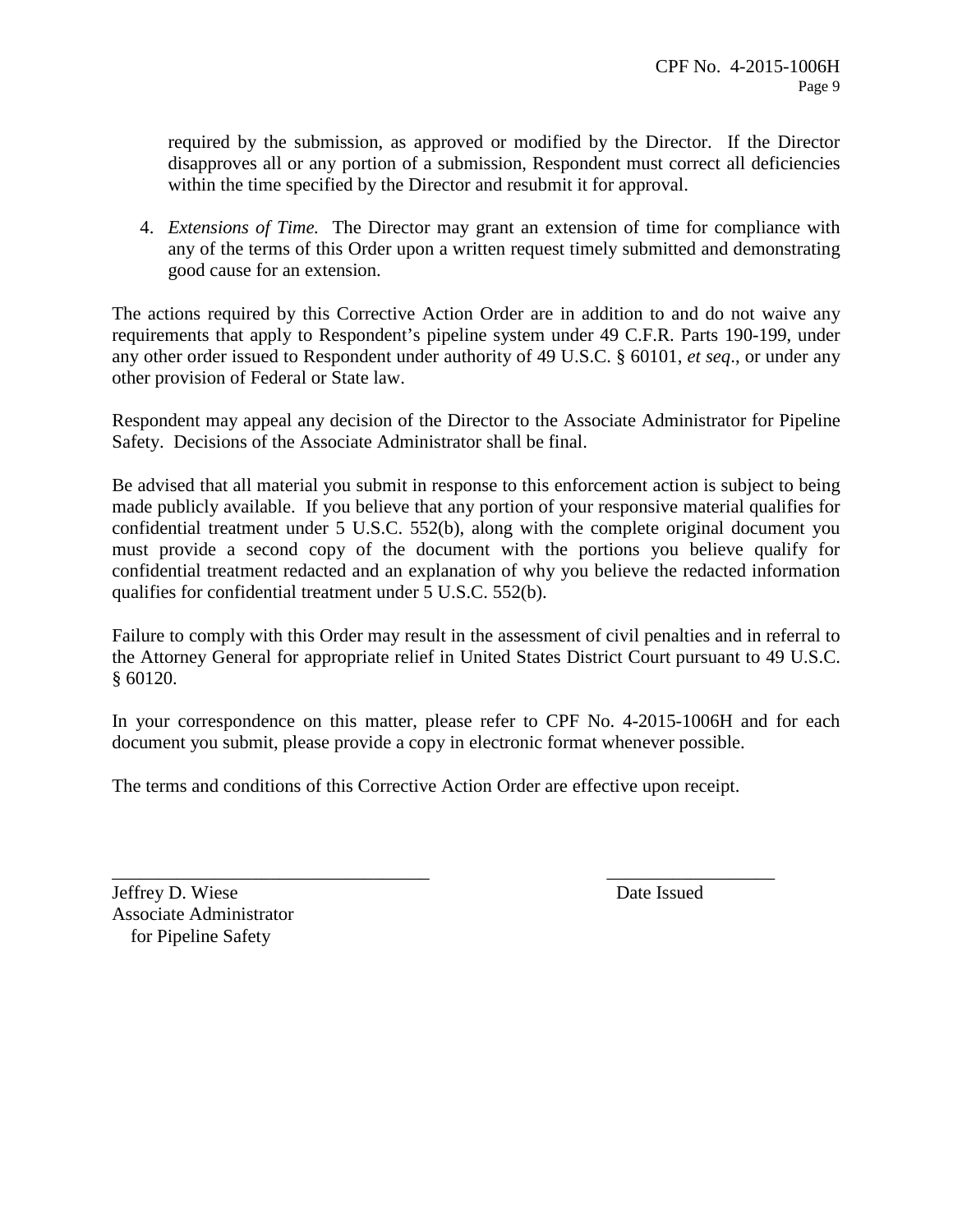required by the submission, as approved or modified by the Director. If the Director disapproves all or any portion of a submission, Respondent must correct all deficiencies within the time specified by the Director and resubmit it for approval.

4. *Extensions of Time.* The Director may grant an extension of time for compliance with any of the terms of this Order upon a written request timely submitted and demonstrating good cause for an extension.

The actions required by this Corrective Action Order are in addition to and do not waive any requirements that apply to Respondent's pipeline system under 49 C.F.R. Parts 190-199, under any other order issued to Respondent under authority of 49 U.S.C. § 60101, *et seq*., or under any other provision of Federal or State law.

Respondent may appeal any decision of the Director to the Associate Administrator for Pipeline Safety. Decisions of the Associate Administrator shall be final.

Be advised that all material you submit in response to this enforcement action is subject to being made publicly available. If you believe that any portion of your responsive material qualifies for confidential treatment under 5 U.S.C. 552(b), along with the complete original document you must provide a second copy of the document with the portions you believe qualify for confidential treatment redacted and an explanation of why you believe the redacted information qualifies for confidential treatment under 5 U.S.C. 552(b).

Failure to comply with this Order may result in the assessment of civil penalties and in referral to the Attorney General for appropriate relief in United States District Court pursuant to 49 U.S.C. § 60120.

In your correspondence on this matter, please refer to CPF No. 4-2015-1006H and for each document you submit, please provide a copy in electronic format whenever possible.

The terms and conditions of this Corrective Action Order are effective upon receipt.

\_\_\_\_\_\_\_\_\_\_\_\_\_\_\_\_\_\_\_\_\_\_\_\_\_\_\_\_\_\_\_\_\_\_\_\_ \_\_\_\_\_\_\_\_\_\_\_\_\_\_\_\_\_\_\_

Jeffrey D. Wiese
Associate Administrator
for Pipeline Safety

Date Issued